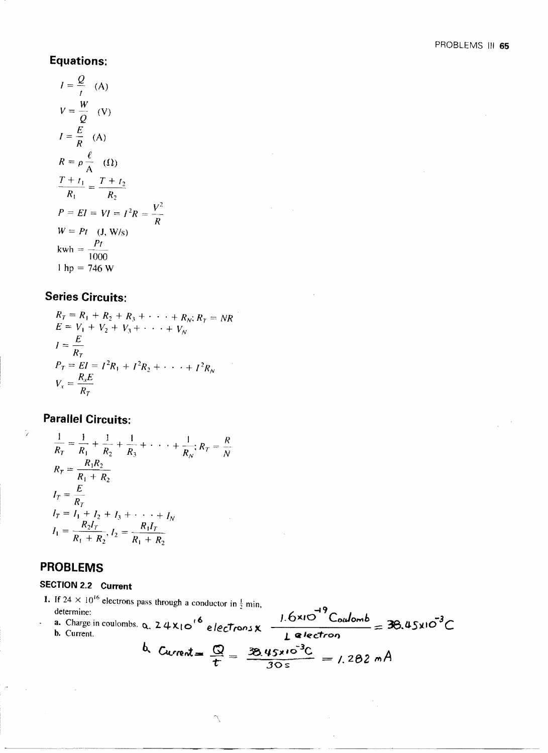## Equations:

$$I = \frac{Q}{t} \quad (A)$$

$$V = \frac{W}{Q} \quad (V)$$

$$I = \frac{E}{R} \quad (A)$$

$$R = \rho \frac{\ell}{A} \quad (\Omega)$$

$$\frac{T + t_1}{R_1} = \frac{T + t_2}{R_2}$$

$$P = EI = VI = I^2R = \frac{V^2}{R}$$

$$W = Pt \quad (J, W/s)$$

$$\text{kwh} = \frac{Pt}{1000}$$

$$1 \text{ hp} = 746 \text{ W}$$

## Series Circuits:

$$R_T = R_1 + R_2 + R_3 + \cdots + R_N; R_T = NR$$

$$E = V_1 + V_2 + V_3 + \cdots + V_N$$

$$I = \frac{E}{R_T}$$

$$P_T = EI = I^2R_1 + I^2R_2 + \cdots + I^2R_N$$

$$V_x = \frac{R_xE}{R_T}$$

## Parallel Circuits:

$$\frac{1}{R_T} = \frac{1}{R_1} + \frac{1}{R_2} + \frac{1}{R_3} + \cdots + \frac{1}{R_N}; R_T = \frac{R}{N}$$

$$R_T = \frac{R_1R_2}{R_1 + R_2}$$

$$I_T = \frac{E}{R_T}$$

$$I_T = I_1 + I_2 + I_3 + \cdots + I_N$$

$$I_1 = \frac{R_2I_T}{R_1 + R_2}, I_2 = \frac{R_1I_T}{R_1 + R_2}$$

## PROBLEMS

### SECTION 2.2 Current

1. If $24 \times 10^{16}$ electrons pass through a conductor in $\frac{1}{2}$ min, determine:
   a. Charge in coulombs.
   b. Current.

a. $24 \times 10^{16}$ electrons $\times \dfrac{1.6 \times 10^{-19} \text{ Coulomb}}{1 \text{ electron}} = 38.45 \times 10^{-3} C$

b. Current $= \dfrac{Q}{t} = \dfrac{38.45 \times 10^{-3} C}{30 s} = 1.282 \text{ mA}$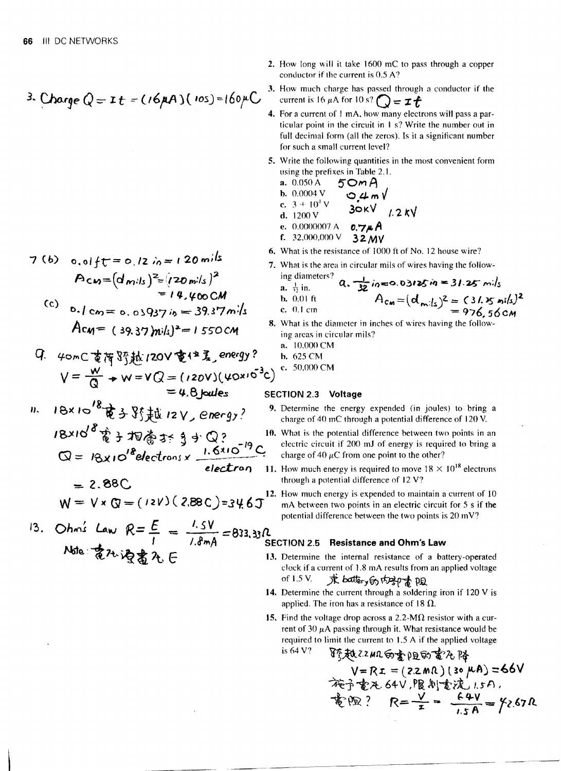2. How long will it take 1600 mC to pass through a copper conductor if the current is 0.5 A?

3. How much charge has passed through a conductor if the current is 16 μA for 10 s? $Q = It$

3. Charge $Q = It = (16\mu A)(10s) = 160\mu C$

4. For a current of 1 mA, how many electrons will pass a particular point in the circuit in 1 s? Write the number out in full decimal form (all the zeros). Is it a significant number for such a small current level?

5. Write the following quantities in the most convenient form using the prefixes in Table 2.1.

   a. 0.050 A  50mA
   b. 0.0004 V  0.4mV
   c. $3 \times 10^4$ V  30KV
   d. 1200 V  1.2KV
   e. 0.0000007 A  0.7μA
   f. 32,000,000 V  32MV

6. What is the resistance of 1000 ft of No. 12 house wire?

7. What is the area in circular mils of wires having the following diameters?
   a. $\frac{1}{32}$ in.
   b. 0.01 ft
   c. 0.1 cm

a. $\frac{1}{32}$ in $= 0.03125$ in $= 31.25$ mils

$A_{CM} = (d_{mils})^2 = (31.25 \text{ mils})^2 = 976.56 CM$

7 (b) $0.01 ft = 0.12 in = 120 mils$

$A_{CM} = (d_{mils})^2 = (120 mils)^2 = 14,400 CM$

(c) $0.1 cm = 0.03937 in = 39.37 mils$

$A_{CM} = (39.37 mils)^2 = 1550 CM$

8. What is the diameter in inches of wires having the following areas in circular mils?
   a. 10,000 CM
   b. 625 CM
   c. 50,000 CM

## SECTION 2.3 Voltage

9. Determine the energy expended (in joules) to bring a charge of 40 mC through a potential difference of 120 V.

9. 40mC 電荷跨越120V電位差, energy?

$V = \frac{W}{Q} \rightarrow W = VQ = (120V)(40 \times 10^{-3} C) = 4.8 \text{ Joules}$

10. What is the potential difference between two points in an electric circuit if 200 mJ of energy is required to bring a charge of 40 μC from one point to the other?

11. How much energy is required to move $18 \times 10^{18}$ electrons through a potential difference of 12 V?

11. $18 \times 10^{18}$ 電子跨越 12V, energy?

$18 \times 10^{18}$ 電子相當於多少 Q?

$Q = 18 \times 10^{18} \text{electrons} \times \frac{1.6 \times 10^{-19} C}{\text{electron}} = 2.88C$

$W = V \times Q = (12V)(2.88C) = 34.6J$

12. How much energy is expended to maintain a current of 10 mA between two points in an electric circuit for 5 s if the potential difference between the two points is 20 mV?

## SECTION 2.5 Resistance and Ohm's Law

13. Determine the internal resistance of a battery-operated clock if a current of 1.8 mA results from an applied voltage of 1.5 V. 求 battery的內部電阻

13. Ohm's Law $R = \frac{E}{I} = \frac{1.5V}{1.8mA} = 833.33\Omega$

Note: 電池源電池 E

14. Determine the current through a soldering iron if 120 V is applied. The iron has a resistance of 18 Ω.

15. Find the voltage drop across a 2.2-MΩ resistor with a current of 30 μA passing through it. What resistance would be required to limit the current to 1.5 A if the applied voltage is 64 V?

跨越2.2MΩ的電阻的電壓降

$V = RI = (2.2M\Omega)(30\mu A) = 66V$

施予電壓 64V, 限制電流 1.5A,

電阻? $R = \frac{V}{I} = \frac{64V}{1.5A} = 42.67\Omega$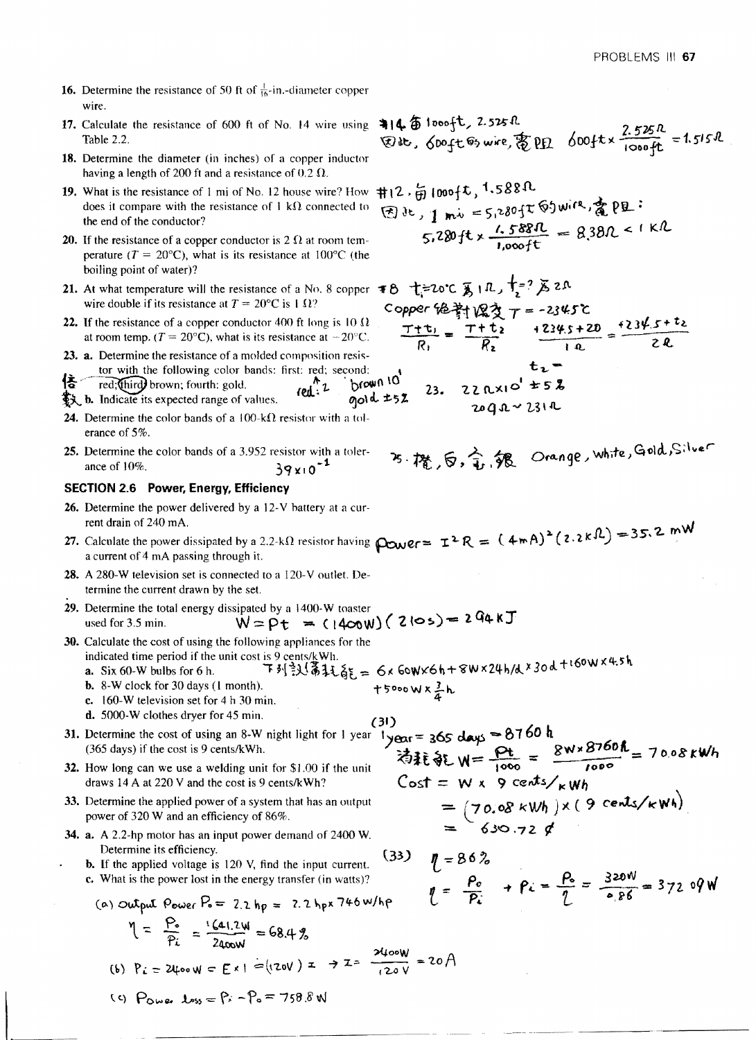16. Determine the resistance of 50 ft of $\frac{1}{16}$-in.-diameter copper wire.

17. Calculate the resistance of 600 ft of No. 14 wire using Table 2.2.

#14 每 1000ft, 2.525Ω
因此, 600ft 的 wire, 電阻 $600ft \times \frac{2.525\Omega}{1000ft} = 1.515\Omega$

18. Determine the diameter (in inches) of a copper inductor having a length of 200 ft and a resistance of 0.2 Ω.

19. What is the resistance of 1 mi of No. 12 house wire? How does it compare with the resistance of 1 kΩ connected to the end of the conductor?

#12, 每 1000ft, 1.588Ω
因此, 1 mi = 5,280ft 的 wire, 電阻:
$5{,}280ft \times \frac{1.588\Omega}{1{,}000ft} = 8.38\Omega < 1\,k\Omega$

20. If the resistance of a copper conductor is 2 Ω at room temperature ($T = 20°C$), what is its resistance at 100°C (the boiling point of water)?

21. At what temperature will the resistance of a No. 8 copper wire double if its resistance at $T = 20°C$ is 1 Ω?

#8 $t_1 = 20°C$ 為 1Ω, $t_2 = ?$ 為 2Ω
Copper 絕對溫度 $T = -234.5°C$

$$\frac{T + t_1}{R_1} = \frac{T + t_2}{R_2} \qquad \frac{+234.5 + 20}{1\Omega} = \frac{+234.5 + t_2}{2\Omega}$$

$t_2 =$

22. If the resistance of a copper conductor 400 ft long is 10 Ω at room temp. ($T = 20°C$), what is its resistance at −20°C.

23. a. Determine the resistance of a molded composition resistor with the following color bands: first: red; second: red; third brown; fourth: gold.
倍數 b. Indicate its expected range of values.

red: 2, brown $10^1$, gold ±5%

23. $22\Omega \times 10^1 \pm 5\%$
$209\Omega \sim 231\Omega$

24. Determine the color bands of a 100-kΩ resistor with a tolerance of 5%.

25. Determine the color bands of a 3.952 resistor with a tolerance of 10%.

$39 \times 10^{-1}$

25. 橙, 白, 金, 銀 Orange, White, Gold, Silver

## SECTION 2.6 Power, Energy, Efficiency

26. Determine the power delivered by a 12-V battery at a current drain of 240 mA.

27. Calculate the power dissipated by a 2.2-kΩ resistor having a current of 4 mA passing through it.

$Power = I^2R = (4mA)^2(2.2k\Omega) = 35.2\ mW$

28. A 280-W television set is connected to a 120-V outlet. Determine the current drawn by the set.

29. Determine the total energy dissipated by a 1400-W toaster used for 3.5 min.

$W = Pt = (1400W)(210s) = 294\,kJ$

30. Calculate the cost of using the following appliances for the indicated time period if the unit cost is 9 cents/kWh.
    a. Six 60-W bulbs for 6 h.
    b. 8-W clock for 30 days (1 month).
    c. 160-W television set for 4 h 30 min.
    d. 5000-W clothes dryer for 45 min.

下列設備耗能 $= 6 \times 60W \times 6h + 8W \times 24h/d \times 30d + 160W \times 4.5h + 5000W \times \frac{3}{4}h$

31. Determine the cost of using an 8-W night light for 1 year (365 days) if the cost is 9 cents/kWh.

(31)
1 year = 365 days = 8760 h
消耗能 $W = \frac{Pt}{1000} = \frac{8W \times 8760h}{1000} = 70.08\,kWh$
$Cost = W \times 9\ cents/kWh$
$= (70.08\,kWh) \times (9\ cents/kWh)$
$= 630.72\ ¢$

32. How long can we use a welding unit for $1.00 if the unit draws 14 A at 220 V and the cost is 9 cents/kWh?

33. Determine the applied power of a system that has an output power of 320 W and an efficiency of 86%.

(33) $\eta = 86\%$

$\eta = \frac{P_o}{P_i} \rightarrow P_i = \frac{P_o}{\eta} = \frac{320W}{0.86} = 372.09\,W$

34. a. A 2.2-hp motor has an input power demand of 2400 W. Determine its efficiency.
    b. If the applied voltage is 120 V, find the input current.
    c. What is the power lost in the energy transfer (in watts)?

(a) Output Power $P_o = 2.2\,hp = 2.2\,hp \times 746\,W/hp$

$\eta = \frac{P_o}{P_i} = \frac{1641.2W}{2400W} = 68.4\%$

(b) $P_i = 2400W = E \times I = (120V)\,I \rightarrow I = \frac{2400W}{120V} = 20A$

(c) $Power\ loss = P_i - P_o = 758.8\,W$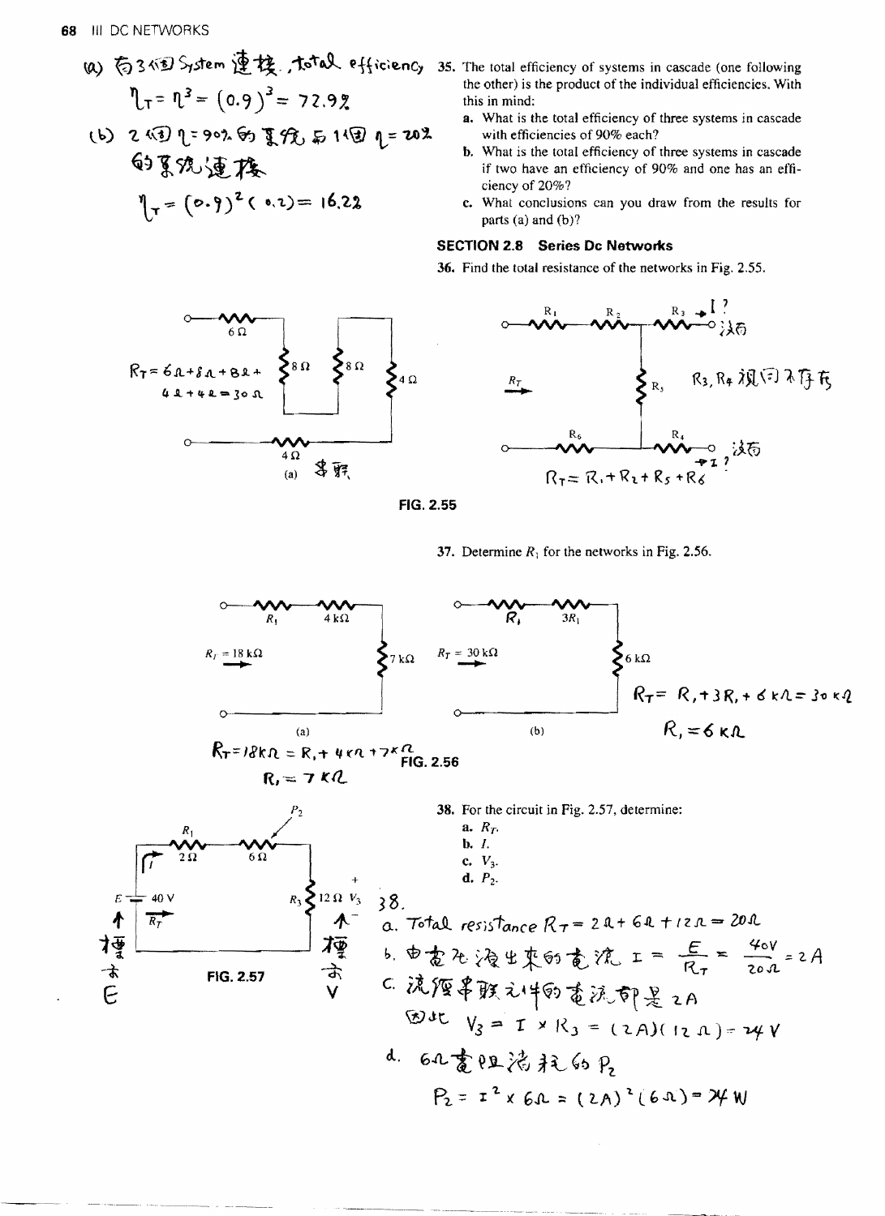(a) 有3個 System 連接，total efficiency

$\eta_T = \eta^3 = (0.9)^3 = 72.9\%$

(b) 2個 $\eta = 90\%$ 的系統與1個 $\eta = 20\%$ 的系統連接

$\eta_T = (0.9)^2(0.2) = 16.2\%$

35. The total efficiency of systems in cascade (one following the other) is the product of the individual efficiencies. With this in mind:

a. What is the total efficiency of three systems in cascade with efficiencies of 90% each?

b. What is the total efficiency of three systems in cascade if two have an efficiency of 90% and one has an efficiency of 20%?

c. What conclusions can you draw from the results for parts (a) and (b)?

## SECTION 2.8 Series Dc Networks

36. Find the total resistance of the networks in Fig. 2.55.

(a) 串聯 $R_T = 6\Omega + 8\Omega + 8\Omega + 4\Omega + 4\Omega = 30\Omega$

(b) $R_3, R_4$ 視同不存在（$I$ ? 浮接） $R_T = R_1 + R_2 + R_5 + R_6$

FIG. 2.55

37. Determine $R_1$ for the networks in Fig. 2.56.

(a) $R_T = 18k\Omega = R_1 + 4k\Omega + 7k\Omega$

$R_1 = 7k\Omega$

(b) $R_T = R_1 + 3R_1 + 6k\Omega = 30k\Omega$

$R_1 = 6k\Omega$

FIG. 2.56

38. For the circuit in Fig. 2.57, determine:

a. $R_T$.

b. $I$.

c. $V_3$.

d. $P_2$.

FIG. 2.57

(標示 $E$，標示 $V$)

38.

a. Total resistance $R_T = 2\Omega + 6\Omega + 12\Omega = 20\Omega$

b. 由電池流出來的電流 $I = \frac{E}{R_T} = \frac{40V}{20\Omega} = 2A$

c. 流經串聯元件的電流都是 2A

因此 $V_3 = I \times R_3 = (2A)(12\Omega) = 24V$

d. $6\Omega$電阻消耗的 $P_2$

$P_2 = I^2 \times 6\Omega = (2A)^2(6\Omega) = 24W$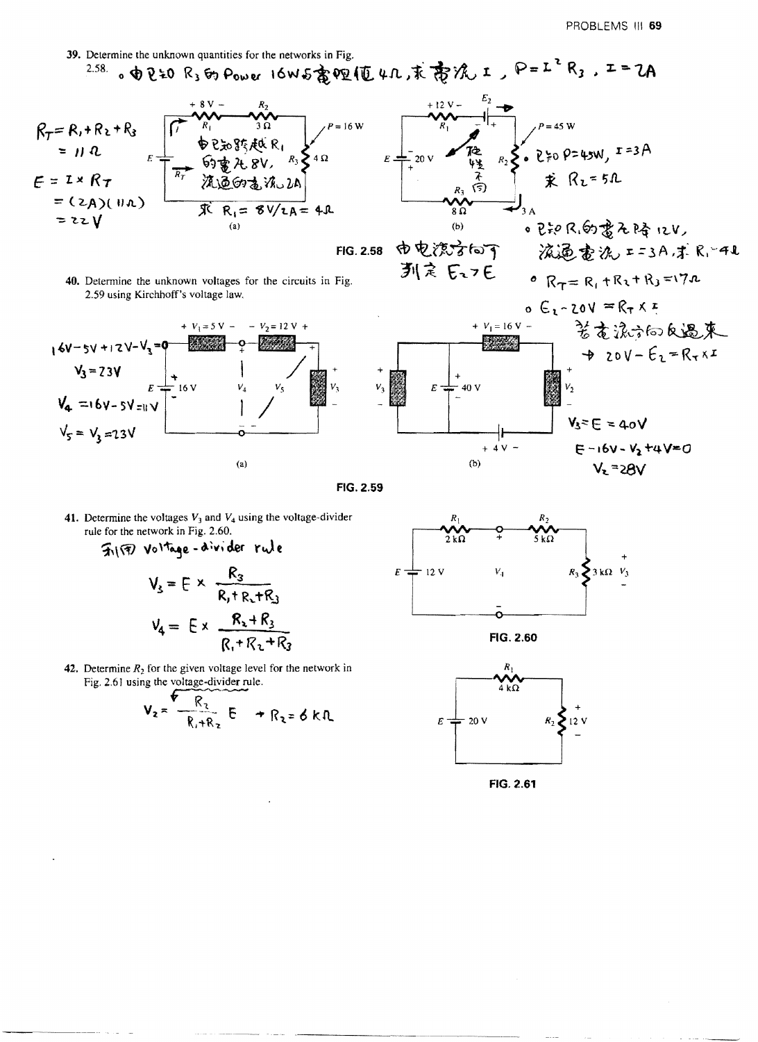**39.** Determine the unknown quantities for the networks in Fig. 2.58. 。由已知 $R_3$ 的 Power 16W 與電阻值 4Ω，求電流 I，$P=I^2R_3$，$I=2A$

$R_T = R_1 + R_2 + R_3$
$= 11\Omega$

$E = I \times R_T$
$= (2A)(11\Omega)$
$= 22V$

由已知跨越 $R_1$ 的電壓 8V，流過的電流 2A

求 $R_1 = 8V/2A = 4\Omega$

(a)

。已知 $P=45W$，$I=3A$

求 $R_2 = 5\Omega$

(b)

。已知 $R_1$ 的電壓降 12V，流過電流 $I=3A$，求 $R_1=4\Omega$

。$R_T = R_1 + R_2 + R_3 = 17\Omega$

。$E_2 - 20V = R_T \times I$

若電流方向反過來

→ $20V - E_2 = R_T \times I$

**FIG. 2.58** 由電流方向判定 $E_2 > E$

**40.** Determine the unknown voltages for the circuits in Fig. 2.59 using Kirchhoff's voltage law.

$16V - 5V + 12V - V_3 = 0$

$V_3 = 23V$

$V_4 = 16V - 5V = 11V$

$V_5 = V_3 = 23V$

(a)

$V_3 = E = 40V$

$E - 16V - V_2 + 4V = 0$

$V_2 = 28V$

(b)

**FIG. 2.59**

**41.** Determine the voltages $V_3$ and $V_4$ using the voltage-divider rule for the network in Fig. 2.60.

利用 voltage-divider rule

$$V_3 = E \times \frac{R_3}{R_1 + R_2 + R_3}$$

$$V_4 = E \times \frac{R_2 + R_3}{R_1 + R_2 + R_3}$$

**FIG. 2.60**

**42.** Determine $R_2$ for the given voltage level for the network in Fig. 2.61 using the voltage-divider rule.

$$V_2 = \frac{R_2}{R_1 + R_2} E \quad \rightarrow R_2 = 6\,k\Omega$$

**FIG. 2.61**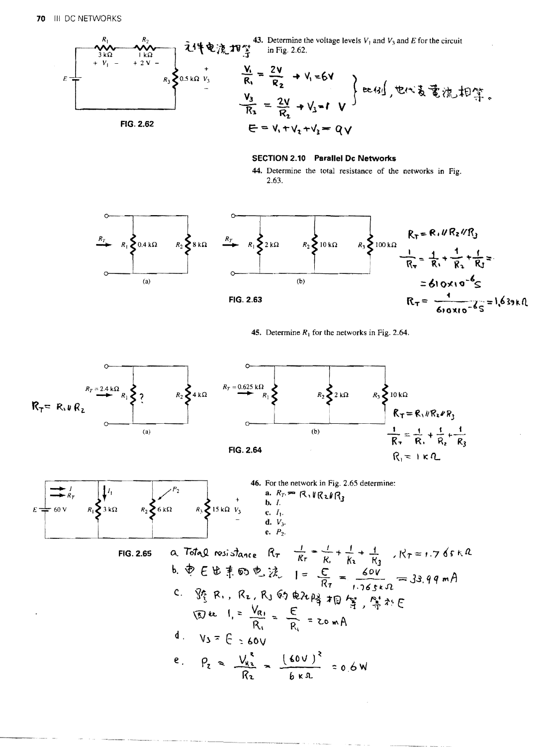43. Determine the voltage levels $V_1$ and $V_3$ and $E$ for the circuit in Fig. 2.62.

串聯電流相等

$$\frac{V_1}{R_1} = \frac{2V}{R_2} \rightarrow V_1 = 6V$$

$$\frac{V_3}{R_3} = \frac{2V}{R_2} \rightarrow V_3 = 1\ V$$

比例，也代表電流相等。

$$E = V_1 + V_2 + V_3 = 9V$$

FIG. 2.62

## SECTION 2.10 Parallel Dc Networks

44. Determine the total resistance of the networks in Fig. 2.63.

FIG. 2.63

$R_T = R_1 // R_2 // R_3$

$$\frac{1}{R_T} = \frac{1}{R_1} + \frac{1}{R_2} + \frac{1}{R_3} = 610 \times 10^{-6} S$$

$$R_T = \frac{1}{610 \times 10^{-6} S} = 1.639 k\Omega$$

45. Determine $R_1$ for the networks in Fig. 2.64.

$R_T = R_1 // R_2$

FIG. 2.64

$R_T = R_1 // R_2 // R_3$

$$\frac{1}{R_T} = \frac{1}{R_1} + \frac{1}{R_2} + \frac{1}{R_3}$$

$R_1 = 1\ k\Omega$

46. For the network in Fig. 2.65 determine:

a. $R_T$. $= R_1 // R_2 // R_3$
b. $I$.
c. $I_1$.
d. $V_3$.
e. $P_2$.

FIG. 2.65

a. Total resistance $R_T$ $\quad \frac{1}{R_T} = \frac{1}{R_1} + \frac{1}{R_2} + \frac{1}{R_3}$ , $R_T = 1.765 k\Omega$

b. 由 E 供給的電流 $\quad I = \frac{E}{R_T} = \frac{60V}{1.765 k\Omega} = 33.99 mA$

c. 跨 $R_1$, $R_2$, $R_3$ 的電壓相等，等於 E

因此 $I_1 = \frac{V_{R_1}}{R_1} = \frac{E}{R_1} = 20 mA$

d. $V_3 = E = 60V$

e. $P_2 = \frac{V_{R_2}^2}{R_2} = \frac{(60V)^2}{6 k\Omega} = 0.6W$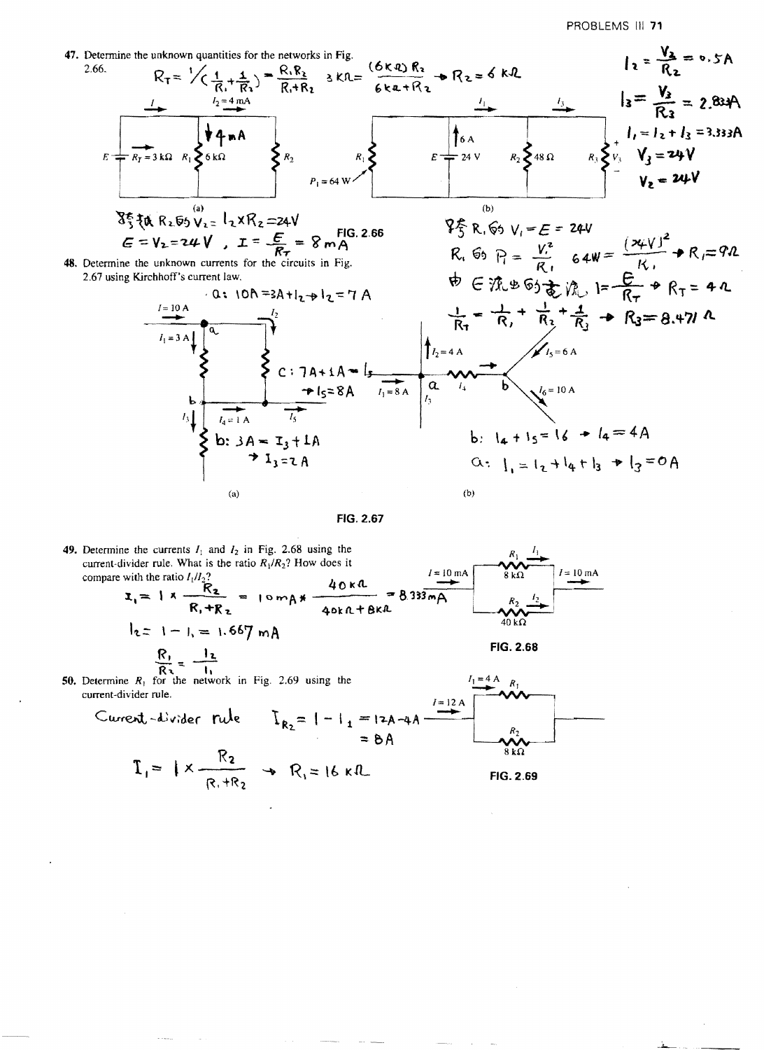47. Determine the unknown quantities for the networks in Fig. 2.66.

$$R_T = 1/\left(\frac{1}{R_1}+\frac{1}{R_2}\right) = \frac{R_1 R_2}{R_1+R_2} \quad 3\,k\Omega = \frac{(6\,k\Omega)R_2}{6\,k\Omega + R_2} \rightarrow R_2 = 6\,k\Omega$$

(a) $E$, $R_T = 3\,k\Omega$, $R_1$ 6 kΩ, $I_2 = 4$ mA, $R_2$, $I$, $I_2 = 4\,mA$

跨在 $R_2$ 的 $V_2 = I_2 \times R_2 = 24V$

$E = V_2 = 24V$ , $I = \frac{E}{R_T} = 8\,mA$

(b) $E = 24$ V, 6 A, $R_2$ 48 Ω, $R_1$, $P_1 = 64$ W, $R_3$, $V_3$, $I_1$, $I_3$

$$I_2 = \frac{V_2}{R_2} = 0.5A$$

$$I_3 = \frac{V_3}{R_3} = 2.833A$$

$$I_1 = I_2 + I_3 = 3.333A$$

$V_3 = 24V$

$V_2 = 24V$

跨 $R_1$ 的 $V_1 = E = 24V$

$R_1$ 的 $P_1 = \frac{V_1^2}{R_1}$ $\quad 64W = \frac{(24V)^2}{R_1} \rightarrow R_1 = 9\Omega$

由 $E$ 流出的電流 $I = \frac{E}{R_T} \rightarrow R_T = 4\Omega$

$$\frac{1}{R_T} = \frac{1}{R_1} + \frac{1}{R_2} + \frac{1}{R_3} \rightarrow R_3 = 8.471\,\Omega$$

FIG. 2.66

48. Determine the unknown currents for the circuits in Fig. 2.67 using Kirchhoff's current law.

(a) $I = 10$ A, $I_1 = 3$ A, $I_2$, $I_3$, $I_4 = 1$ A, $I_5$

a: $10A = 3A + I_2 \rightarrow I_2 = 7A$

c: $7A + 1A = I_5$
$\rightarrow I_5 = 8A$

b: $3A = I_3 + 1A$
$\rightarrow I_3 = 2A$

(b) $I_1 = 8$ A, $I_2 = 4$ A, $I_3$, $I_4$, $I_5 = 6$ A, $I_6 = 10$ A

b: $I_4 + I_5 = I_6 \rightarrow I_4 = 4A$

a: $I_1 = I_2 + I_4 + I_3 \rightarrow I_3 = 0A$

FIG. 2.67

49. Determine the currents $I_1$ and $I_2$ in Fig. 2.68 using the current-divider rule. What is the ratio $R_1/R_2$? How does it compare with the ratio $I_1/I_2$?

$$I_1 = I \times \frac{R_2}{R_1+R_2} = 10mA \times \frac{40\,k\Omega}{40\,k\Omega + 8\,k\Omega} = 8.333mA$$

$$I_2 = I - I_1 = 1.667\,mA$$

$$\frac{R_1}{R_2} = \frac{I_2}{I_1}$$

$I = 10$ mA, $R_1$ 8 kΩ, $I_1$, $R_2$ 40 kΩ, $I_2$, $I = 10$ mA

FIG. 2.68

50. Determine $R_1$ for the network in Fig. 2.69 using the current-divider rule.

Current-divider rule $\quad I_{R_2} = I - I_1 = 12A - 4A = 8A$

$$I_1 = I \times \frac{R_2}{R_1+R_2} \rightarrow R_1 = 16\,k\Omega$$

$I_1 = 4$ A, $R_1$, $I = 12$ A, $R_2$ 8 kΩ

FIG. 2.69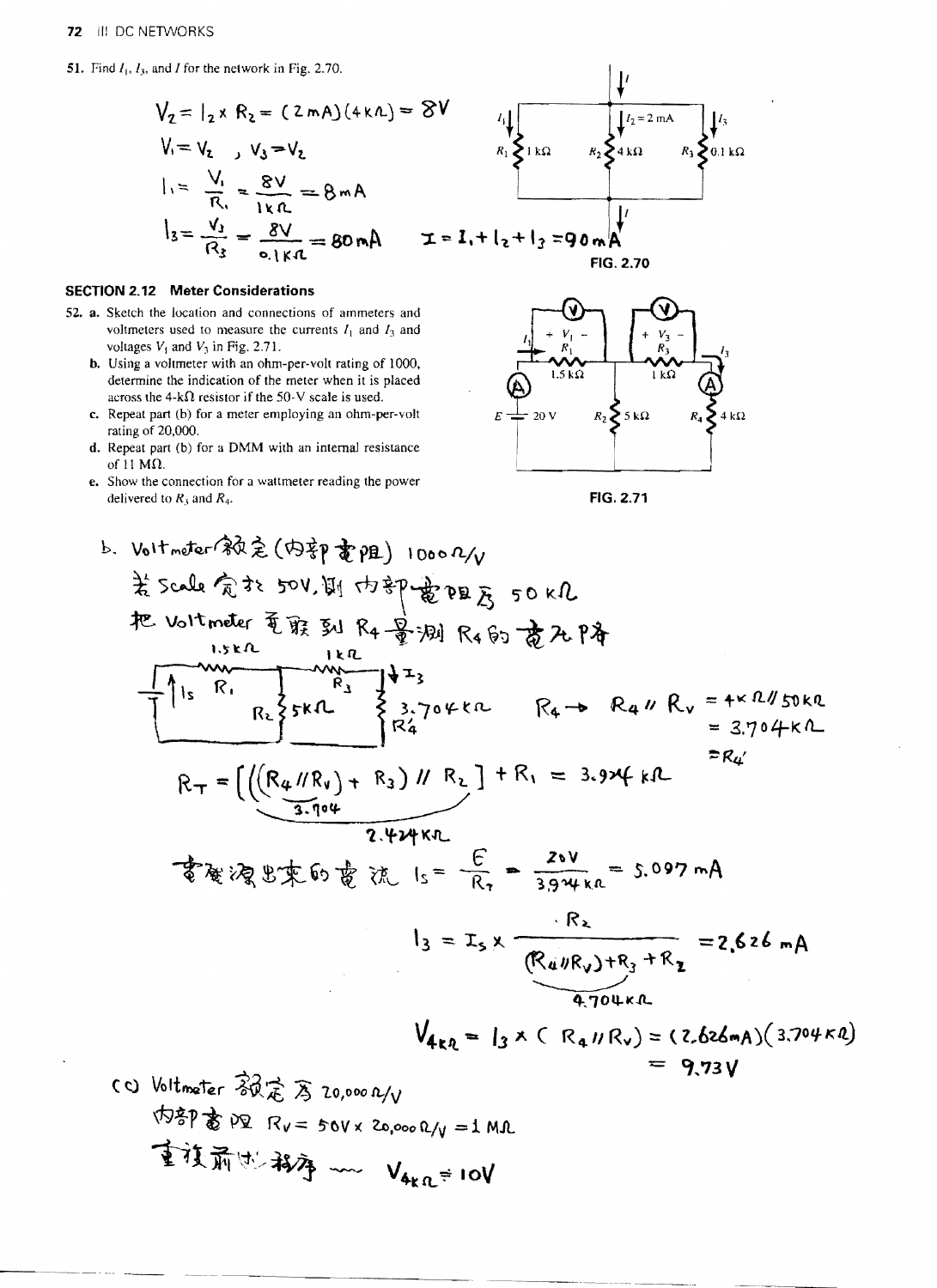51. Find $I_1$, $I_3$, and $I$ for the network in Fig. 2.70.

$V_2 = I_2 \times R_2 = (2\,mA)(4\,k\Omega) = 8\,V$

$V_1 = V_2$ , $V_3 = V_2$

$I_1 = \frac{V_1}{R_1} = \frac{8\,V}{1\,k\Omega} = 8\,mA$

$I_3 = \frac{V_3}{R_3} = \frac{8\,V}{0.1\,k\Omega} = 80\,mA$ $\quad I = I_1 + I_2 + I_3 = 90\,mA$

$I$
$I_1$ $I_2 = 2$ mA $I_3$
$R_1$ 1 kΩ $R_2$ 4 kΩ $R_3$ 0.1 kΩ
$I$

FIG. 2.70

### SECTION 2.12 Meter Considerations

52. **a.** Sketch the location and connections of ammeters and voltmeters used to measure the currents $I_1$ and $I_3$ and voltages $V_1$ and $V_3$ in Fig. 2.71.

**b.** Using a voltmeter with an ohm-per-volt rating of 1000, determine the indication of the meter when it is placed across the 4-kΩ resistor if the 50-V scale is used.

**c.** Repeat part (b) for a meter employing an ohm-per-volt rating of 20,000.

**d.** Repeat part (b) for a DMM with an internal resistance of 11 MΩ.

**e.** Show the connection for a wattmeter reading the power delivered to $R_3$ and $R_4$.

V V
$I_1$ + $V_1$ − $R_1$ 1.5 kΩ + $V_3$ − $R_3$ 1 kΩ $I_3$
A A
$E$ 20 V $R_2$ 5 kΩ $R_4$ 4 kΩ

FIG. 2.71

b. Voltmeter額定(內部電阻) 1000 Ω/V

若 Scale 定於 50V，則內部電阻為 50 kΩ

把 Voltmeter 並聯到 $R_4$ 量測 $R_4$ 的電壓降

$I_s$ $R_1$ 1.5kΩ $R_3$ 1kΩ $I_3$
$R_2$ 5kΩ 3.704kΩ $R_4'$

$R_4 \rightarrow R_4 /\!/ R_v = 4k\Omega /\!/ 50k\Omega = 3.704k\Omega = R_4'$

$R_T = \left[\left((R_4 /\!/ R_v) + R_3\right) /\!/ R_2\right] + R_1 = 3.924\,k\Omega$

($R_4 /\!/ R_v$ = 3.704; $\left((R_4 /\!/ R_v) + R_3\right) /\!/ R_2$ = 2.424kΩ)

電源流出來的電流 $I_s = \frac{E}{R_T} = \frac{20V}{3.924\,k\Omega} = 5.097\,mA$

$I_3 = I_s \times \frac{R_2}{(R_4 /\!/ R_v) + R_3 + R_2} = 2.626\,mA$

($(R_4 /\!/ R_v) + R_3$ = 4.704kΩ)

$V_{4k\Omega} = I_3 \times (R_4 /\!/ R_v) = (2.626mA)(3.704k\Omega) = 9.73V$

(c) Voltmeter 額定為 20,000 Ω/V

內部電阻 $R_v = 50V \times 20{,}000\,\Omega/V = 1\,M\Omega$

重複前述程序 ～ $V_{4k\Omega} \doteq 10V$